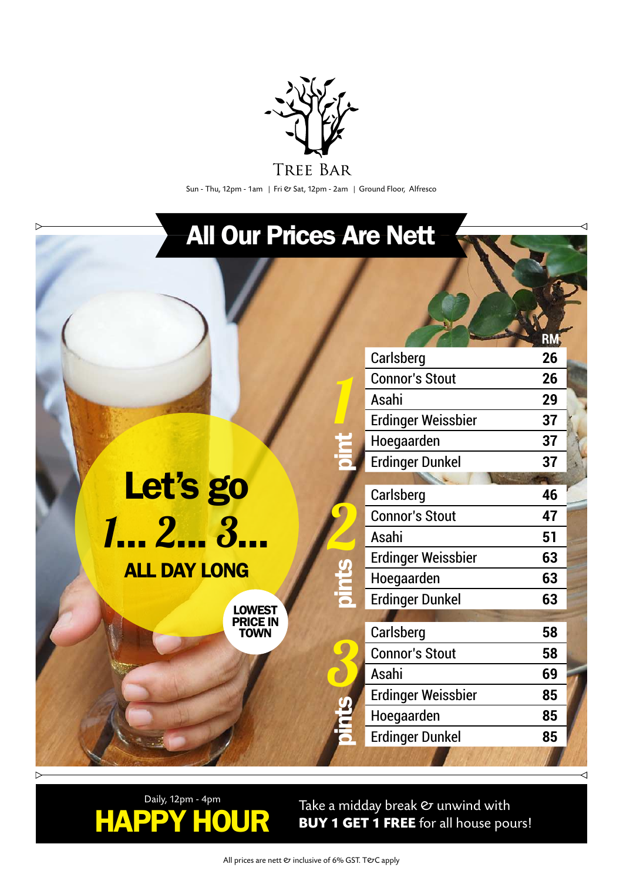# TREE BAR

Sun - Thu, 12pm - 1am | Fri & Sat, 12pm - 2am | Ground Floor, Alfresco

## All Our Prices Are Nett

**Let's go 1... 2... 3... ALL DAY LONG**

**LOWEST PRICE IN TOWN**

| | | RM |
|---|---|---|
| 1 pint | Carlsberg | 26 |
| | Connor's Stout | 26 |
| | Asahi | 29 |
| | Erdinger Weissbier | 37 |
| | Hoegaarden | 37 |
| | Erdinger Dunkel | 37 |
| 2 pints | Carlsberg | 46 |
| | Connor's Stout | 47 |
| | Asahi | 51 |
| | Erdinger Weissbier | 63 |
| | Hoegaarden | 63 |
| | Erdinger Dunkel | 63 |
| 3 pints | Carlsberg | 58 |
| | Connor's Stout | 58 |
| | Asahi | 69 |
| | Erdinger Weissbier | 85 |
| | Hoegaarden | 85 |
| | Erdinger Dunkel | 85 |

Daily, 12pm - 4pm

## HAPPY HOUR

Take a midday break & unwind with **BUY 1 GET 1 FREE** for all house pours!

All prices are nett & inclusive of 6% GST. T&C apply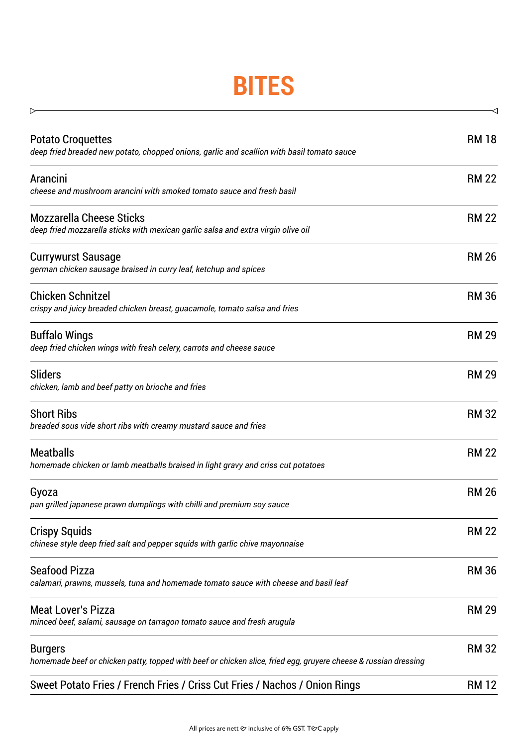# BITES

**Potato Croquettes** — RM 18
*deep fried breaded new potato, chopped onions, garlic and scallion with basil tomato sauce*

**Arancini** — RM 22
*cheese and mushroom arancini with smoked tomato sauce and fresh basil*

**Mozzarella Cheese Sticks** — RM 22
*deep fried mozzarella sticks with mexican garlic salsa and extra virgin olive oil*

**Currywurst Sausage** — RM 26
*german chicken sausage braised in curry leaf, ketchup and spices*

**Chicken Schnitzel** — RM 36
*crispy and juicy breaded chicken breast, guacamole, tomato salsa and fries*

**Buffalo Wings** — RM 29
*deep fried chicken wings with fresh celery, carrots and cheese sauce*

**Sliders** — RM 29
*chicken, lamb and beef patty on brioche and fries*

**Short Ribs** — RM 32
*breaded sous vide short ribs with creamy mustard sauce and fries*

**Meatballs** — RM 22
*homemade chicken or lamb meatballs braised in light gravy and criss cut potatoes*

**Gyoza** — RM 26
*pan grilled japanese prawn dumplings with chilli and premium soy sauce*

**Crispy Squids** — RM 22
*chinese style deep fried salt and pepper squids with garlic chive mayonnaise*

**Seafood Pizza** — RM 36
*calamari, prawns, mussels, tuna and homemade tomato sauce with cheese and basil leaf*

**Meat Lover's Pizza** — RM 29
*minced beef, salami, sausage on tarragon tomato sauce and fresh arugula*

**Burgers** — RM 32
*homemade beef or chicken patty, topped with beef or chicken slice, fried egg, gruyere cheese & russian dressing*

**Sweet Potato Fries / French Fries / Criss Cut Fries / Nachos / Onion Rings** — RM 12

All prices are nett & inclusive of 6% GST. T&C apply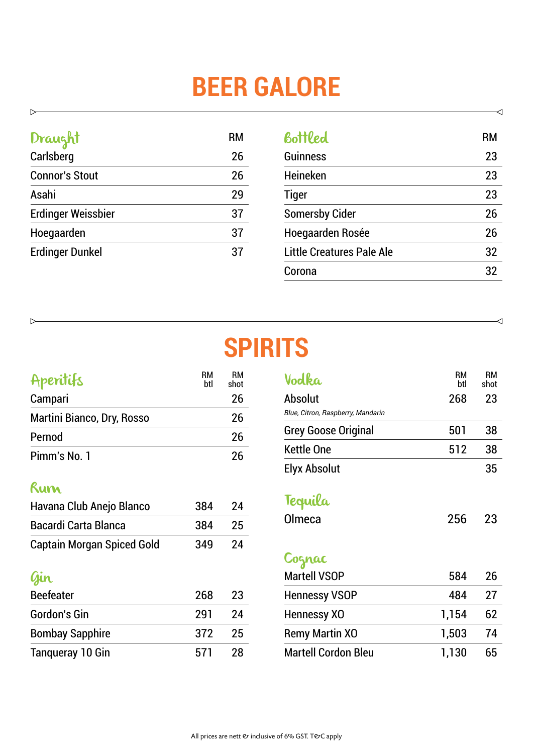# BEER GALORE

### Draught

| Draught | RM |
|---|---|
| Carlsberg | 26 |
| Connor's Stout | 26 |
| Asahi | 29 |
| Erdinger Weissbier | 37 |
| Hoegaarden | 37 |
| Erdinger Dunkel | 37 |

### Bottled

| Bottled | RM |
|---|---|
| Guinness | 23 |
| Heineken | 23 |
| Tiger | 23 |
| Somersby Cider | 26 |
| Hoegaarden Rosée | 26 |
| Little Creatures Pale Ale | 32 |
| Corona | 32 |

# SPIRITS

### Aperitifs

| Aperitifs | RM btl | RM shot |
|---|---|---|
| Campari | | 26 |
| Martini Bianco, Dry, Rosso | | 26 |
| Pernod | | 26 |
| Pimm's No. 1 | | 26 |

### Rum

| Rum | RM btl | RM shot |
|---|---|---|
| Havana Club Anejo Blanco | 384 | 24 |
| Bacardi Carta Blanca | 384 | 25 |
| Captain Morgan Spiced Gold | 349 | 24 |

### Gin

| Gin | RM btl | RM shot |
|---|---|---|
| Beefeater | 268 | 23 |
| Gordon's Gin | 291 | 24 |
| Bombay Sapphire | 372 | 25 |
| Tanqueray 10 Gin | 571 | 28 |

### Vodka

| Vodka | RM btl | RM shot |
|---|---|---|
| Absolut<br>*Blue, Citron, Raspberry, Mandarin* | 268 | 23 |
| Grey Goose Original | 501 | 38 |
| Kettle One | 512 | 38 |
| Elyx Absolut | | 35 |

### Tequila

| Tequila | RM btl | RM shot |
|---|---|---|
| Olmeca | 256 | 23 |

### Cognac

| Cognac | RM btl | RM shot |
|---|---|---|
| Martell VSOP | 584 | 26 |
| Hennessy VSOP | 484 | 27 |
| Hennessy XO | 1,154 | 62 |
| Remy Martin XO | 1,503 | 74 |
| Martell Cordon Bleu | 1,130 | 65 |

All prices are nett & inclusive of 6% GST. T&C apply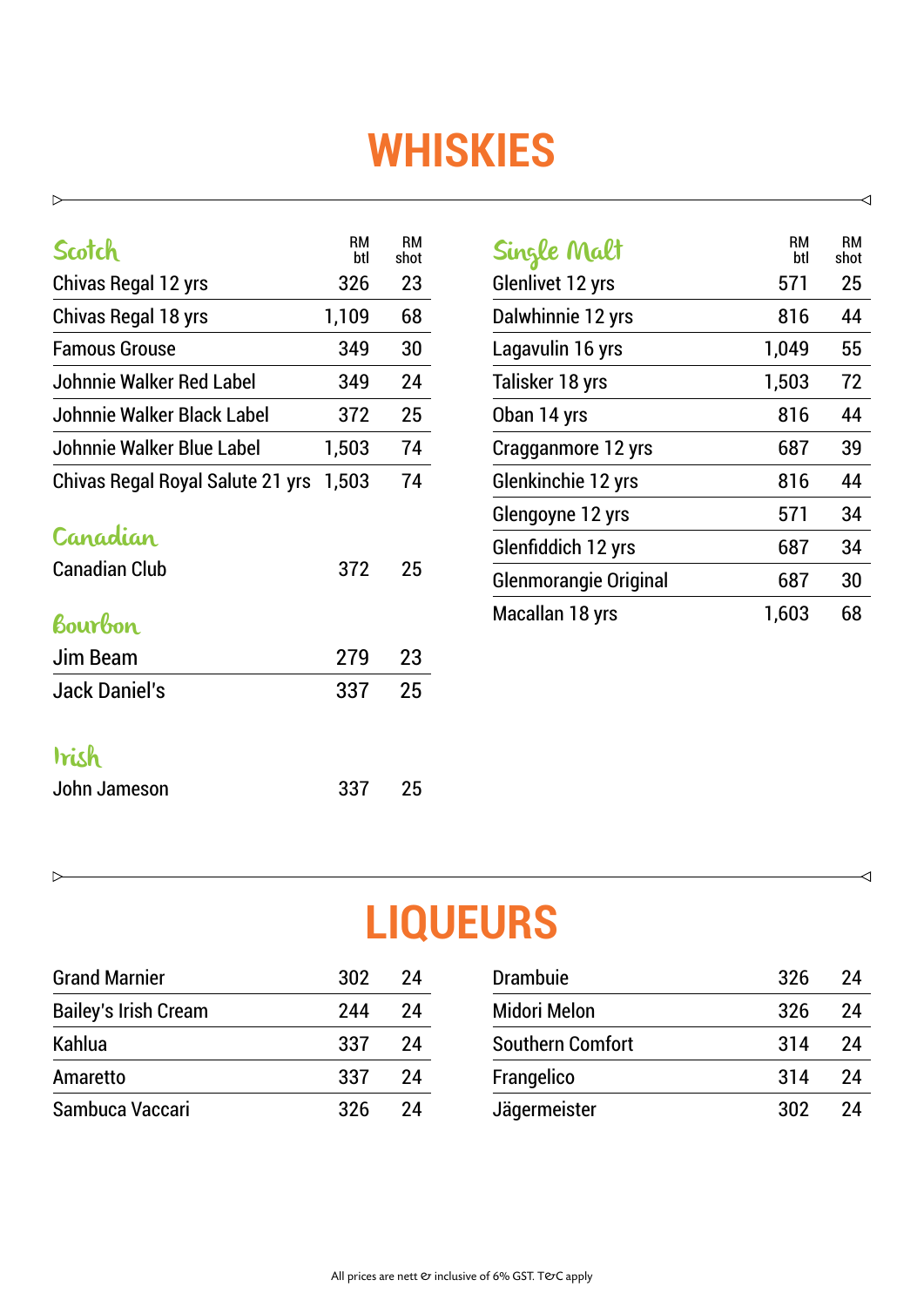# WHISKIES

### Scotch

| Scotch | RM btl | RM shot |
| --- | --- | --- |
| Chivas Regal 12 yrs | 326 | 23 |
| Chivas Regal 18 yrs | 1,109 | 68 |
| Famous Grouse | 349 | 30 |
| Johnnie Walker Red Label | 349 | 24 |
| Johnnie Walker Black Label | 372 | 25 |
| Johnnie Walker Blue Label | 1,503 | 74 |
| Chivas Regal Royal Salute 21 yrs | 1,503 | 74 |

### Canadian

| Canadian | RM btl | RM shot |
| --- | --- | --- |
| Canadian Club | 372 | 25 |

### Bourbon

| Bourbon | RM btl | RM shot |
| --- | --- | --- |
| Jim Beam | 279 | 23 |
| Jack Daniel's | 337 | 25 |

### Irish

| Irish | RM btl | RM shot |
| --- | --- | --- |
| John Jameson | 337 | 25 |

### Single Malt

| Single Malt | RM btl | RM shot |
| --- | --- | --- |
| Glenlivet 12 yrs | 571 | 25 |
| Dalwhinnie 12 yrs | 816 | 44 |
| Lagavulin 16 yrs | 1,049 | 55 |
| Talisker 18 yrs | 1,503 | 72 |
| Oban 14 yrs | 816 | 44 |
| Cragganmore 12 yrs | 687 | 39 |
| Glenkinchie 12 yrs | 816 | 44 |
| Glengoyne 12 yrs | 571 | 34 |
| Glenfiddich 12 yrs | 687 | 34 |
| Glenmorangie Original | 687 | 30 |
| Macallan 18 yrs | 1,603 | 68 |

# LIQUEURS

| Liqueur | RM btl | RM shot |
| --- | --- | --- |
| Grand Marnier | 302 | 24 |
| Bailey's Irish Cream | 244 | 24 |
| Kahlua | 337 | 24 |
| Amaretto | 337 | 24 |
| Sambuca Vaccari | 326 | 24 |
| Drambuie | 326 | 24 |
| Midori Melon | 326 | 24 |
| Southern Comfort | 314 | 24 |
| Frangelico | 314 | 24 |
| Jägermeister | 302 | 24 |

All prices are nett & inclusive of 6% GST. T&C apply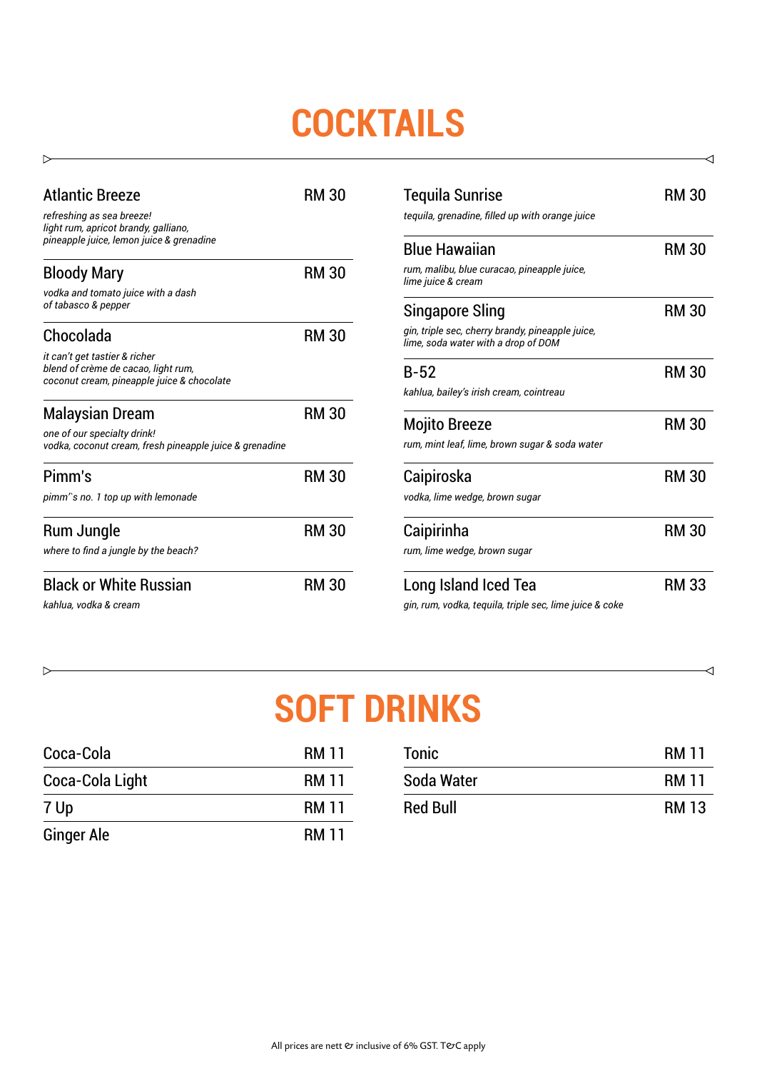# COCKTAILS

**Atlantic Breeze** — RM 30

*refreshing as sea breeze!*
*light rum, apricot brandy, galliano, pineapple juice, lemon juice & grenadine*

**Bloody Mary** — RM 30

*vodka and tomato juice with a dash of tabasco & pepper*

**Chocolada** — RM 30

*it can't get tastier & richer*
*blend of crème de cacao, light rum, coconut cream, pineapple juice & chocolate*

**Malaysian Dream** — RM 30

*one of our specialty drink!*
*vodka, coconut cream, fresh pineapple juice & grenadine*

**Pimm's** — RM 30

*pimm'`s no. 1 top up with lemonade*

**Rum Jungle** — RM 30

*where to find a jungle by the beach?*

**Black or White Russian** — RM 30

*kahlua, vodka & cream*

**Tequila Sunrise** — RM 30

*tequila, grenadine, filled up with orange juice*

**Blue Hawaiian** — RM 30

*rum, malibu, blue curacao, pineapple juice, lime juice & cream*

**Singapore Sling** — RM 30

*gin, triple sec, cherry brandy, pineapple juice, lime, soda water with a drop of DOM*

**B-52** — RM 30

*kahlua, bailey's irish cream, cointreau*

**Mojito Breeze** — RM 30

*rum, mint leaf, lime, brown sugar & soda water*

**Caipiroska** — RM 30

*vodka, lime wedge, brown sugar*

**Caipirinha** — RM 30

*rum, lime wedge, brown sugar*

**Long Island Iced Tea** — RM 33

*gin, rum, vodka, tequila, triple sec, lime juice & coke*

# SOFT DRINKS

| Item | Price |
|---|---|
| Coca-Cola | RM 11 |
| Coca-Cola Light | RM 11 |
| 7 Up | RM 11 |
| Ginger Ale | RM 11 |
| Tonic | RM 11 |
| Soda Water | RM 11 |
| Red Bull | RM 13 |

All prices are nett & inclusive of 6% GST. T&C apply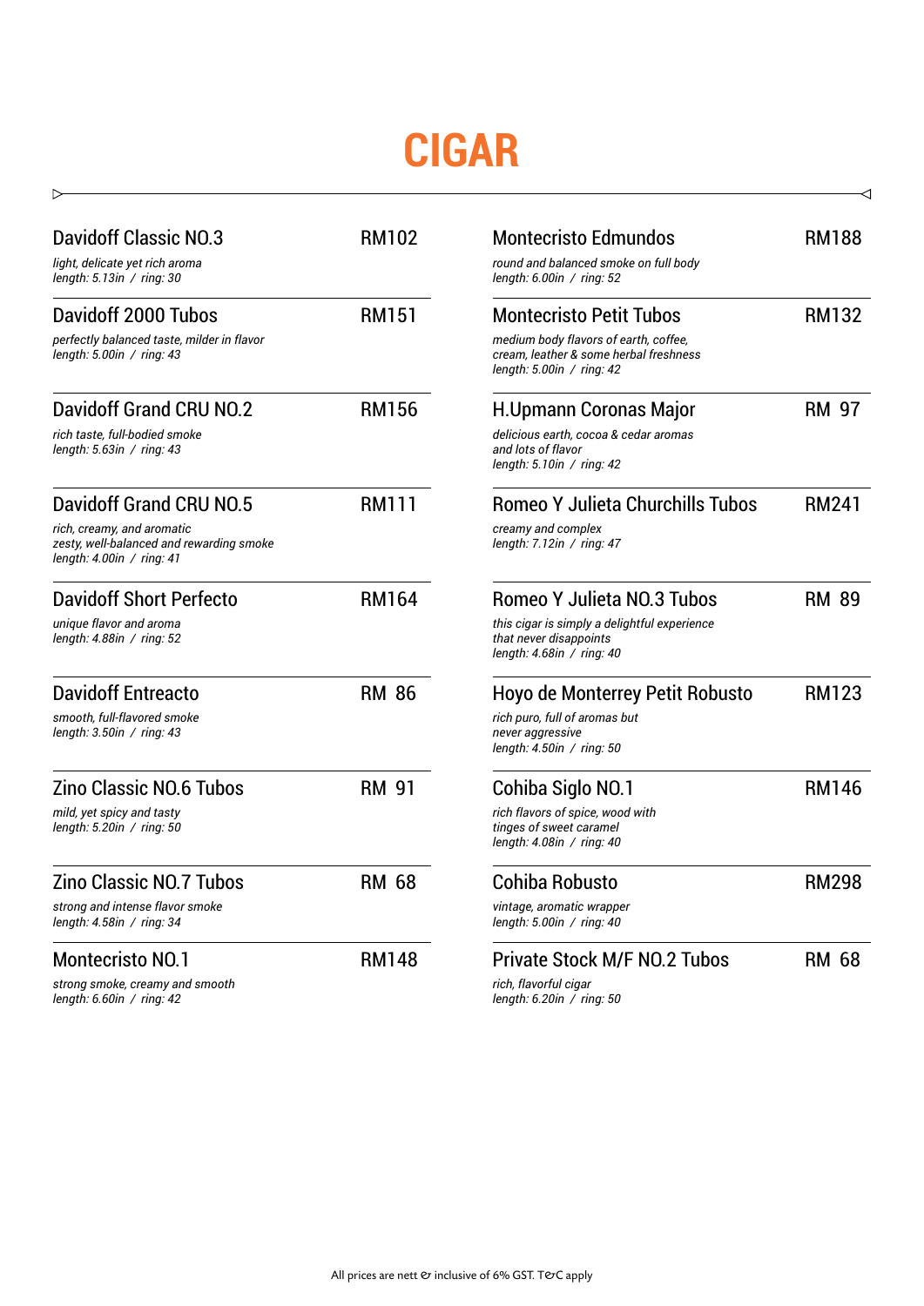# CIGAR

## Davidoff Classic NO.3 — RM102

*light, delicate yet rich aroma*
*length: 5.13in / ring: 30*

## Davidoff 2000 Tubos — RM151

*perfectly balanced taste, milder in flavor*
*length: 5.00in / ring: 43*

## Davidoff Grand CRU NO.2 — RM156

*rich taste, full-bodied smoke*
*length: 5.63in / ring: 43*

## Davidoff Grand CRU NO.5 — RM111

*rich, creamy, and aromatic*
*zesty, well-balanced and rewarding smoke*
*length: 4.00in / ring: 41*

## Davidoff Short Perfecto — RM164

*unique flavor and aroma*
*length: 4.88in / ring: 52*

## Davidoff Entreacto — RM 86

*smooth, full-flavored smoke*
*length: 3.50in / ring: 43*

## Zino Classic NO.6 Tubos — RM 91

*mild, yet spicy and tasty*
*length: 5.20in / ring: 50*

## Zino Classic NO.7 Tubos — RM 68

*strong and intense flavor smoke*
*length: 4.58in / ring: 34*

## Montecristo NO.1 — RM148

*strong smoke, creamy and smooth*
*length: 6.60in / ring: 42*

## Montecristo Edmundos — RM188

*round and balanced smoke on full body*
*length: 6.00in / ring: 52*

## Montecristo Petit Tubos — RM132

*medium body flavors of earth, coffee,*
*cream, leather & some herbal freshness*
*length: 5.00in / ring: 42*

## H.Upmann Coronas Major — RM 97

*delicious earth, cocoa & cedar aromas*
*and lots of flavor*
*length: 5.10in / ring: 42*

## Romeo Y Julieta Churchills Tubos — RM241

*creamy and complex*
*length: 7.12in / ring: 47*

## Romeo Y Julieta NO.3 Tubos — RM 89

*this cigar is simply a delightful experience*
*that never disappoints*
*length: 4.68in / ring: 40*

## Hoyo de Monterrey Petit Robusto — RM123

*rich puro, full of aromas but*
*never aggressive*
*length: 4.50in / ring: 50*

## Cohiba Siglo NO.1 — RM146

*rich flavors of spice, wood with*
*tinges of sweet caramel*
*length: 4.08in / ring: 40*

## Cohiba Robusto — RM298

*vintage, aromatic wrapper*
*length: 5.00in / ring: 40*

## Private Stock M/F NO.2 Tubos — RM 68

*rich, flavorful cigar*
*length: 6.20in / ring: 50*

All prices are nett & inclusive of 6% GST. T&C apply